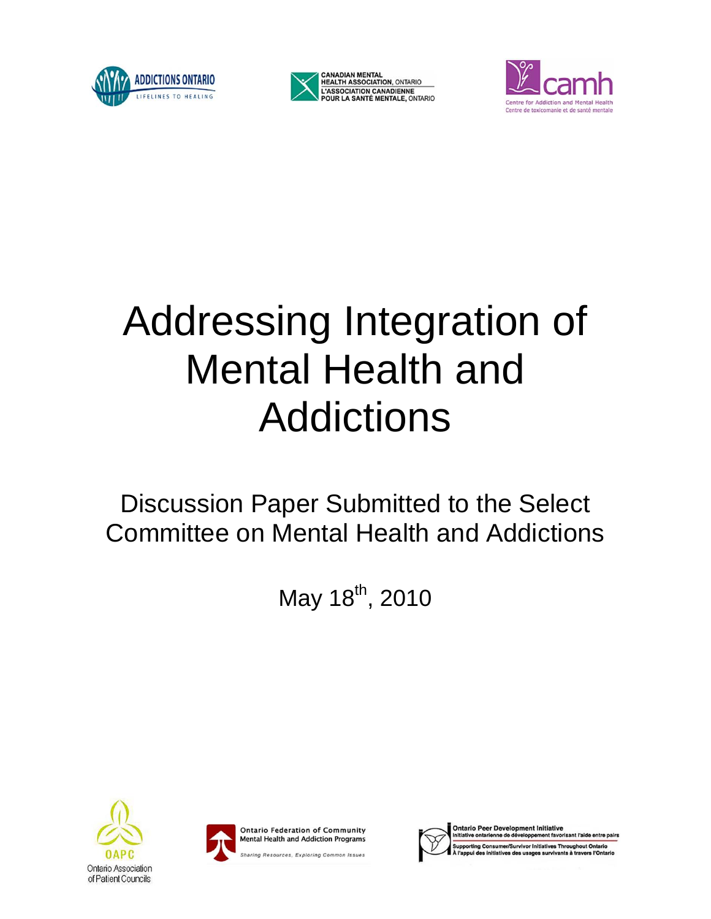ADDICTIONS ONTARIO
LIFELINES TO HEALING

CANADIAN MENTAL HEALTH ASSOCIATION, ONTARIO
L'ASSOCIATION CANADIENNE POUR LA SANTÉ MENTALE, ONTARIO

camh
Centre for Addiction and Mental Health
Centre de toxicomanie et de santé mentale

# Addressing Integration of Mental Health and Addictions

## Discussion Paper Submitted to the Select Committee on Mental Health and Addictions

May 18th, 2010

OAPC
Ontario Association of Patient Councils

Ontario Federation of Community Mental Health and Addiction Programs
*Sharing Resources, Exploring Common Issues*

Ontario Peer Development Initiative
Initiative ontarienne de développement favorisant l'aide entre pairs
Supporting Consumer/Survivor Initiatives Throughout Ontario
À l'appui des initiatives des usages survivants à travers l'Ontario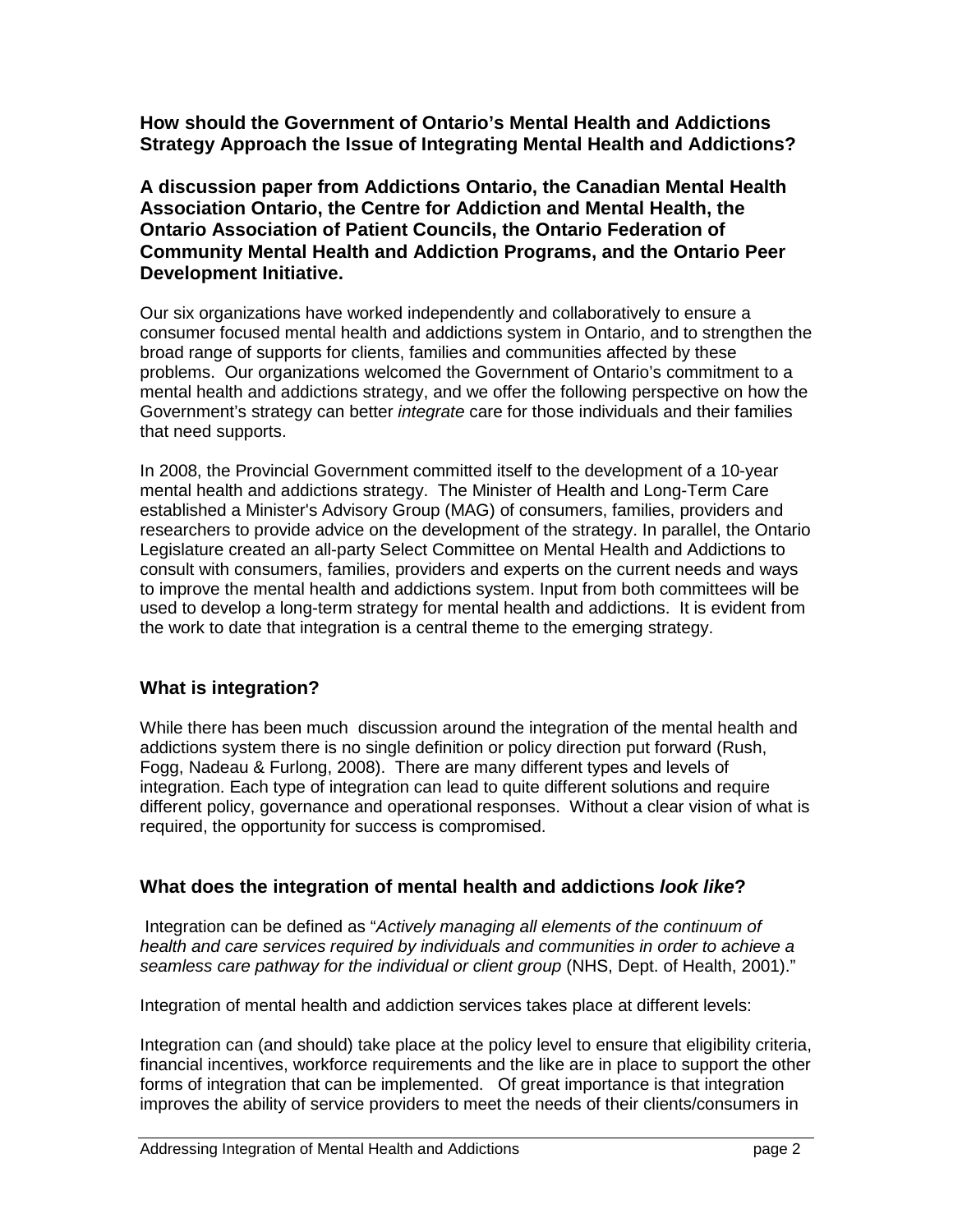**How should the Government of Ontario's Mental Health and Addictions Strategy Approach the Issue of Integrating Mental Health and Addictions?**

**A discussion paper from Addictions Ontario, the Canadian Mental Health Association Ontario, the Centre for Addiction and Mental Health, the Ontario Association of Patient Councils, the Ontario Federation of Community Mental Health and Addiction Programs, and the Ontario Peer Development Initiative.**

Our six organizations have worked independently and collaboratively to ensure a consumer focused mental health and addictions system in Ontario, and to strengthen the broad range of supports for clients, families and communities affected by these problems. Our organizations welcomed the Government of Ontario's commitment to a mental health and addictions strategy, and we offer the following perspective on how the Government's strategy can better *integrate* care for those individuals and their families that need supports.

In 2008, the Provincial Government committed itself to the development of a 10-year mental health and addictions strategy. The Minister of Health and Long-Term Care established a Minister's Advisory Group (MAG) of consumers, families, providers and researchers to provide advice on the development of the strategy. In parallel, the Ontario Legislature created an all-party Select Committee on Mental Health and Addictions to consult with consumers, families, providers and experts on the current needs and ways to improve the mental health and addictions system. Input from both committees will be used to develop a long-term strategy for mental health and addictions. It is evident from the work to date that integration is a central theme to the emerging strategy.

## What is integration?

While there has been much discussion around the integration of the mental health and addictions system there is no single definition or policy direction put forward (Rush, Fogg, Nadeau & Furlong, 2008). There are many different types and levels of integration. Each type of integration can lead to quite different solutions and require different policy, governance and operational responses. Without a clear vision of what is required, the opportunity for success is compromised.

## What does the integration of mental health and addictions *look like*?

Integration can be defined as "*Actively managing all elements of the continuum of health and care services required by individuals and communities in order to achieve a seamless care pathway for the individual or client group* (NHS, Dept. of Health, 2001)."

Integration of mental health and addiction services takes place at different levels:

Integration can (and should) take place at the policy level to ensure that eligibility criteria, financial incentives, workforce requirements and the like are in place to support the other forms of integration that can be implemented. Of great importance is that integration improves the ability of service providers to meet the needs of their clients/consumers in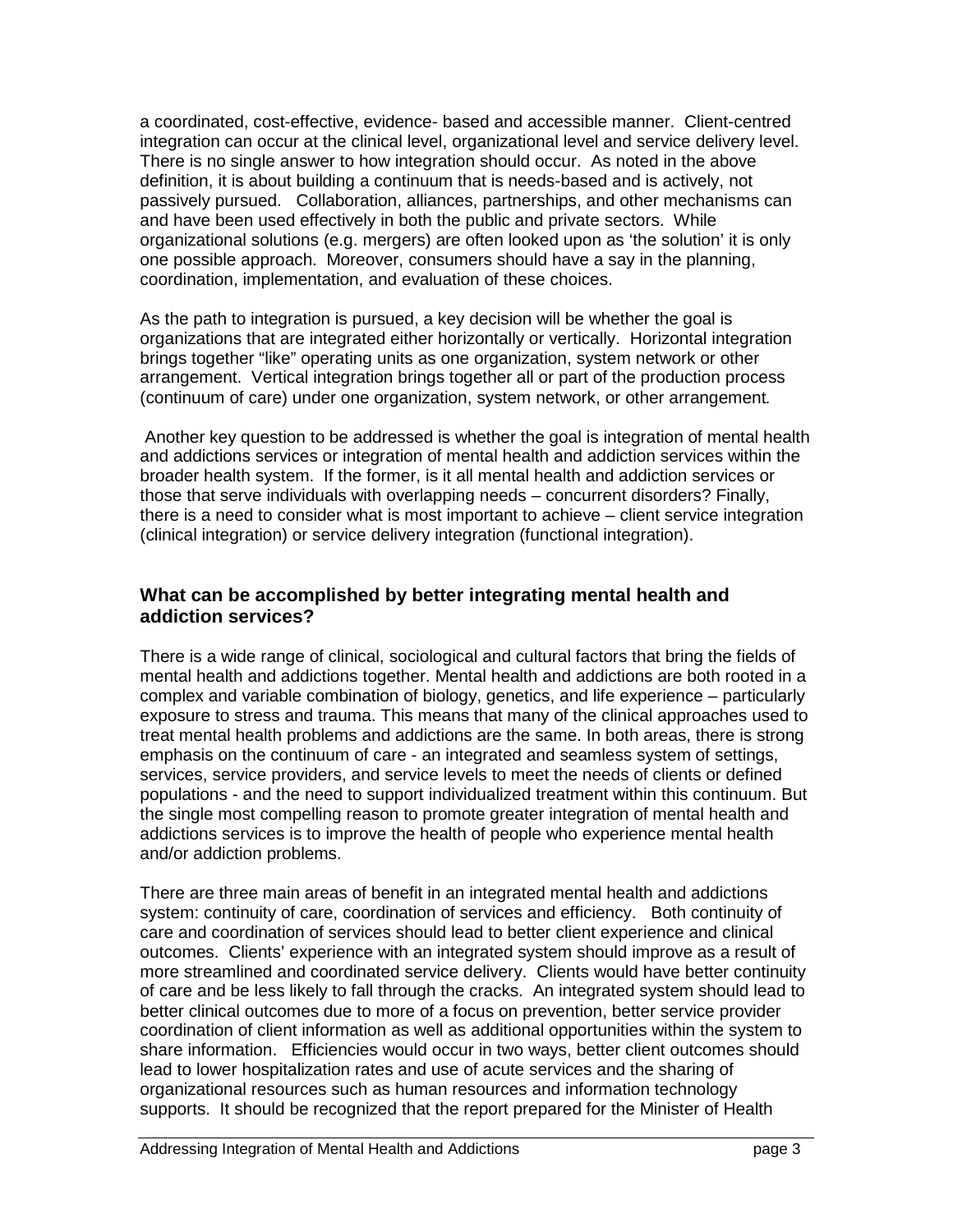a coordinated, cost-effective, evidence- based and accessible manner. Client-centred integration can occur at the clinical level, organizational level and service delivery level. There is no single answer to how integration should occur. As noted in the above definition, it is about building a continuum that is needs-based and is actively, not passively pursued. Collaboration, alliances, partnerships, and other mechanisms can and have been used effectively in both the public and private sectors. While organizational solutions (e.g. mergers) are often looked upon as 'the solution' it is only one possible approach. Moreover, consumers should have a say in the planning, coordination, implementation, and evaluation of these choices.

As the path to integration is pursued, a key decision will be whether the goal is organizations that are integrated either horizontally or vertically. Horizontal integration brings together "like" operating units as one organization, system network or other arrangement. Vertical integration brings together all or part of the production process (continuum of care) under one organization, system network, or other arrangement.

Another key question to be addressed is whether the goal is integration of mental health and addictions services or integration of mental health and addiction services within the broader health system. If the former, is it all mental health and addiction services or those that serve individuals with overlapping needs – concurrent disorders? Finally, there is a need to consider what is most important to achieve – client service integration (clinical integration) or service delivery integration (functional integration).

### What can be accomplished by better integrating mental health and addiction services?

There is a wide range of clinical, sociological and cultural factors that bring the fields of mental health and addictions together. Mental health and addictions are both rooted in a complex and variable combination of biology, genetics, and life experience – particularly exposure to stress and trauma. This means that many of the clinical approaches used to treat mental health problems and addictions are the same. In both areas, there is strong emphasis on the continuum of care - an integrated and seamless system of settings, services, service providers, and service levels to meet the needs of clients or defined populations - and the need to support individualized treatment within this continuum. But the single most compelling reason to promote greater integration of mental health and addictions services is to improve the health of people who experience mental health and/or addiction problems.

There are three main areas of benefit in an integrated mental health and addictions system: continuity of care, coordination of services and efficiency. Both continuity of care and coordination of services should lead to better client experience and clinical outcomes. Clients' experience with an integrated system should improve as a result of more streamlined and coordinated service delivery. Clients would have better continuity of care and be less likely to fall through the cracks. An integrated system should lead to better clinical outcomes due to more of a focus on prevention, better service provider coordination of client information as well as additional opportunities within the system to share information. Efficiencies would occur in two ways, better client outcomes should lead to lower hospitalization rates and use of acute services and the sharing of organizational resources such as human resources and information technology supports. It should be recognized that the report prepared for the Minister of Health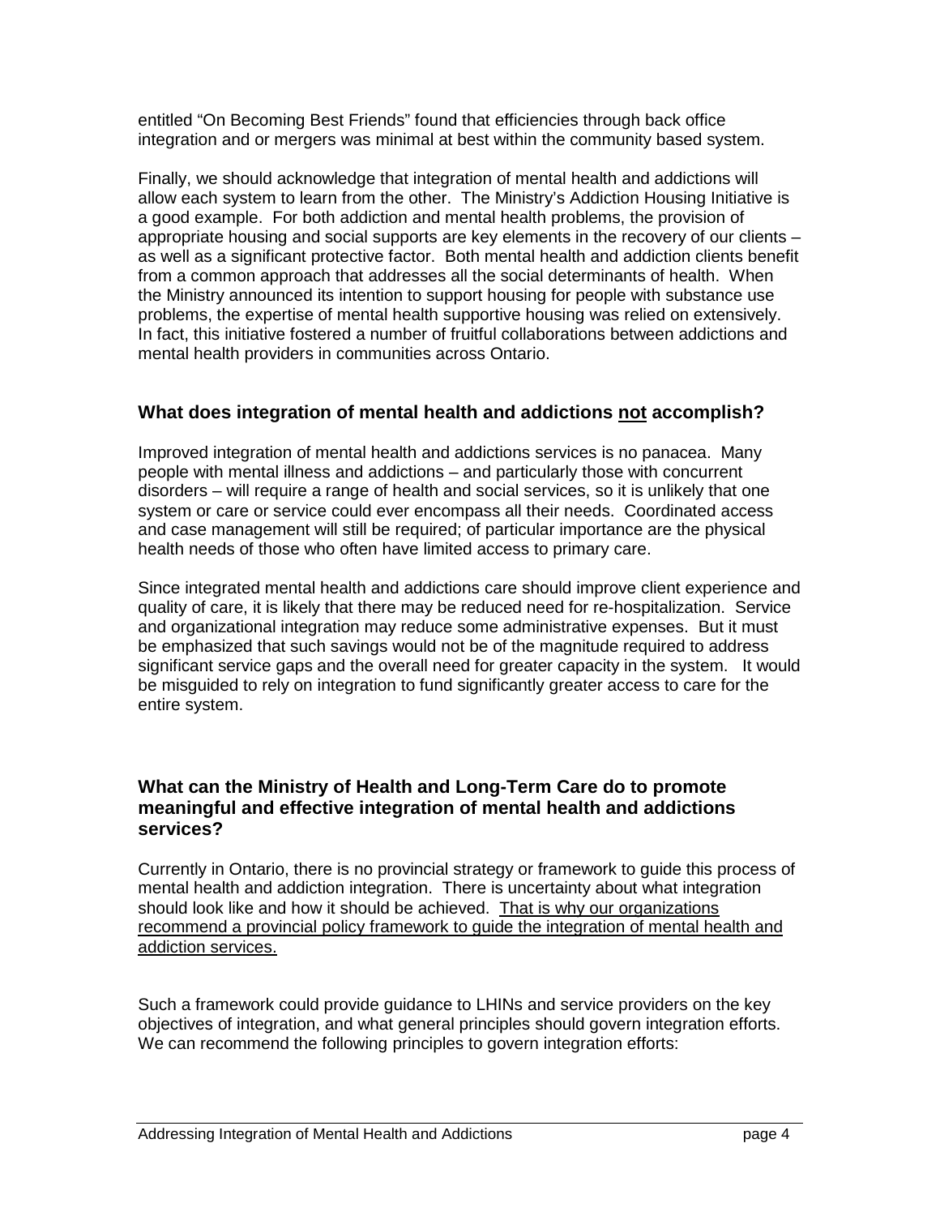entitled "On Becoming Best Friends" found that efficiencies through back office integration and or mergers was minimal at best within the community based system.

Finally, we should acknowledge that integration of mental health and addictions will allow each system to learn from the other. The Ministry's Addiction Housing Initiative is a good example. For both addiction and mental health problems, the provision of appropriate housing and social supports are key elements in the recovery of our clients – as well as a significant protective factor. Both mental health and addiction clients benefit from a common approach that addresses all the social determinants of health. When the Ministry announced its intention to support housing for people with substance use problems, the expertise of mental health supportive housing was relied on extensively. In fact, this initiative fostered a number of fruitful collaborations between addictions and mental health providers in communities across Ontario.

## What does integration of mental health and addictions <u>not</u> accomplish?

Improved integration of mental health and addictions services is no panacea. Many people with mental illness and addictions – and particularly those with concurrent disorders – will require a range of health and social services, so it is unlikely that one system or care or service could ever encompass all their needs. Coordinated access and case management will still be required; of particular importance are the physical health needs of those who often have limited access to primary care.

Since integrated mental health and addictions care should improve client experience and quality of care, it is likely that there may be reduced need for re-hospitalization. Service and organizational integration may reduce some administrative expenses. But it must be emphasized that such savings would not be of the magnitude required to address significant service gaps and the overall need for greater capacity in the system. It would be misguided to rely on integration to fund significantly greater access to care for the entire system.

## What can the Ministry of Health and Long-Term Care do to promote meaningful and effective integration of mental health and addictions services?

Currently in Ontario, there is no provincial strategy or framework to guide this process of mental health and addiction integration. There is uncertainty about what integration should look like and how it should be achieved. <u>That is why our organizations recommend a provincial policy framework to guide the integration of mental health and addiction services.</u>

Such a framework could provide guidance to LHINs and service providers on the key objectives of integration, and what general principles should govern integration efforts. We can recommend the following principles to govern integration efforts: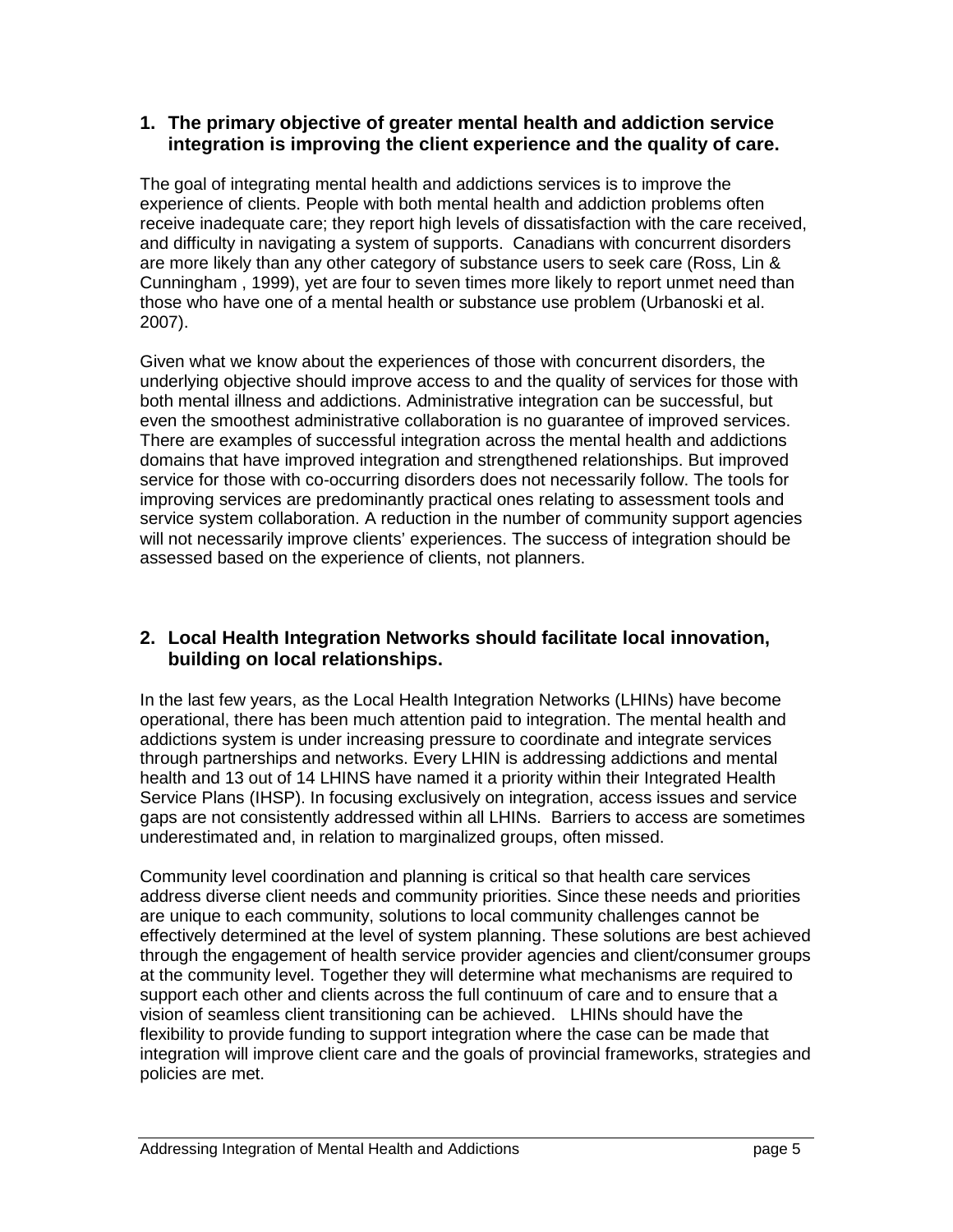1. **The primary objective of greater mental health and addiction service integration is improving the client experience and the quality of care.**

The goal of integrating mental health and addictions services is to improve the experience of clients. People with both mental health and addiction problems often receive inadequate care; they report high levels of dissatisfaction with the care received, and difficulty in navigating a system of supports. Canadians with concurrent disorders are more likely than any other category of substance users to seek care (Ross, Lin & Cunningham , 1999), yet are four to seven times more likely to report unmet need than those who have one of a mental health or substance use problem (Urbanoski et al. 2007).

Given what we know about the experiences of those with concurrent disorders, the underlying objective should improve access to and the quality of services for those with both mental illness and addictions. Administrative integration can be successful, but even the smoothest administrative collaboration is no guarantee of improved services. There are examples of successful integration across the mental health and addictions domains that have improved integration and strengthened relationships. But improved service for those with co-occurring disorders does not necessarily follow. The tools for improving services are predominantly practical ones relating to assessment tools and service system collaboration. A reduction in the number of community support agencies will not necessarily improve clients' experiences. The success of integration should be assessed based on the experience of clients, not planners.

2. **Local Health Integration Networks should facilitate local innovation, building on local relationships.**

In the last few years, as the Local Health Integration Networks (LHINs) have become operational, there has been much attention paid to integration. The mental health and addictions system is under increasing pressure to coordinate and integrate services through partnerships and networks. Every LHIN is addressing addictions and mental health and 13 out of 14 LHINS have named it a priority within their Integrated Health Service Plans (IHSP). In focusing exclusively on integration, access issues and service gaps are not consistently addressed within all LHINs. Barriers to access are sometimes underestimated and, in relation to marginalized groups, often missed.

Community level coordination and planning is critical so that health care services address diverse client needs and community priorities. Since these needs and priorities are unique to each community, solutions to local community challenges cannot be effectively determined at the level of system planning. These solutions are best achieved through the engagement of health service provider agencies and client/consumer groups at the community level. Together they will determine what mechanisms are required to support each other and clients across the full continuum of care and to ensure that a vision of seamless client transitioning can be achieved. LHINs should have the flexibility to provide funding to support integration where the case can be made that integration will improve client care and the goals of provincial frameworks, strategies and policies are met.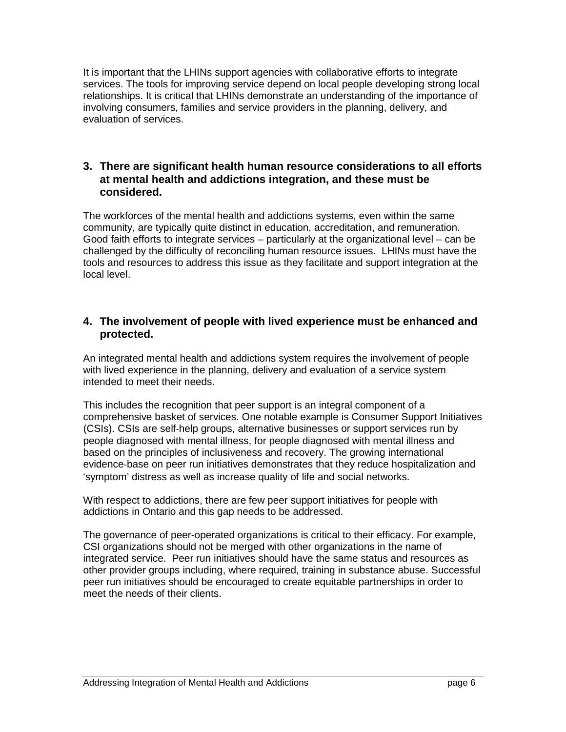It is important that the LHINs support agencies with collaborative efforts to integrate services. The tools for improving service depend on local people developing strong local relationships. It is critical that LHINs demonstrate an understanding of the importance of involving consumers, families and service providers in the planning, delivery, and evaluation of services.

### 3. There are significant health human resource considerations to all efforts at mental health and addictions integration, and these must be considered.

The workforces of the mental health and addictions systems, even within the same community, are typically quite distinct in education, accreditation, and remuneration. Good faith efforts to integrate services – particularly at the organizational level – can be challenged by the difficulty of reconciling human resource issues. LHINs must have the tools and resources to address this issue as they facilitate and support integration at the local level.

### 4. The involvement of people with lived experience must be enhanced and protected.

An integrated mental health and addictions system requires the involvement of people with lived experience in the planning, delivery and evaluation of a service system intended to meet their needs.

This includes the recognition that peer support is an integral component of a comprehensive basket of services. One notable example is Consumer Support Initiatives (CSIs). CSIs are self-help groups, alternative businesses or support services run by people diagnosed with mental illness, for people diagnosed with mental illness and based on the principles of inclusiveness and recovery. The growing international evidence-base on peer run initiatives demonstrates that they reduce hospitalization and 'symptom' distress as well as increase quality of life and social networks.

With respect to addictions, there are few peer support initiatives for people with addictions in Ontario and this gap needs to be addressed.

The governance of peer-operated organizations is critical to their efficacy. For example, CSI organizations should not be merged with other organizations in the name of integrated service. Peer run initiatives should have the same status and resources as other provider groups including, where required, training in substance abuse. Successful peer run initiatives should be encouraged to create equitable partnerships in order to meet the needs of their clients.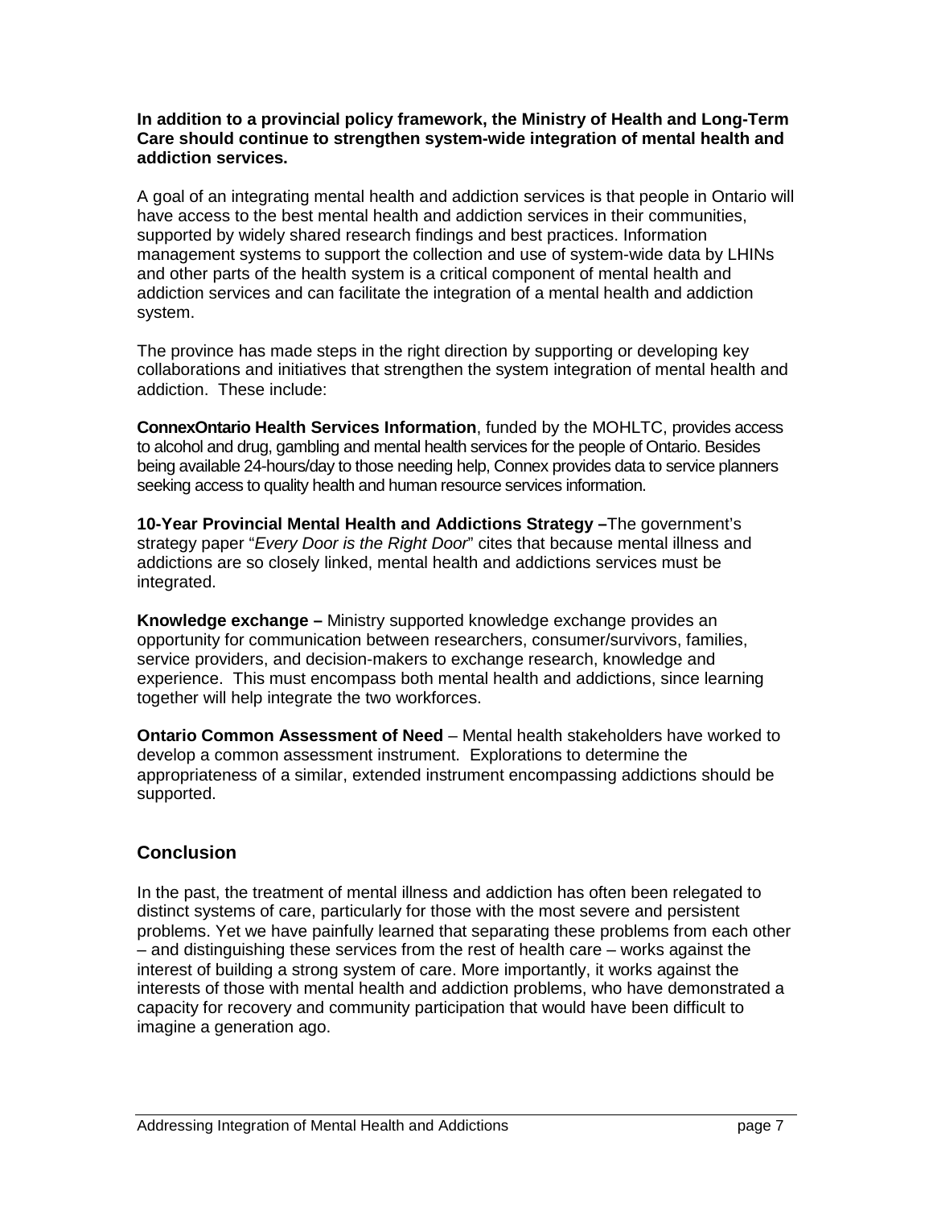**In addition to a provincial policy framework, the Ministry of Health and Long-Term Care should continue to strengthen system-wide integration of mental health and addiction services.**

A goal of an integrating mental health and addiction services is that people in Ontario will have access to the best mental health and addiction services in their communities, supported by widely shared research findings and best practices. Information management systems to support the collection and use of system-wide data by LHINs and other parts of the health system is a critical component of mental health and addiction services and can facilitate the integration of a mental health and addiction system.

The province has made steps in the right direction by supporting or developing key collaborations and initiatives that strengthen the system integration of mental health and addiction. These include:

**ConnexOntario Health Services Information**, funded by the MOHLTC, provides access to alcohol and drug, gambling and mental health services for the people of Ontario. Besides being available 24-hours/day to those needing help, Connex provides data to service planners seeking access to quality health and human resource services information.

**10-Year Provincial Mental Health and Addictions Strategy –**The government's strategy paper "*Every Door is the Right Door*" cites that because mental illness and addictions are so closely linked, mental health and addictions services must be integrated.

**Knowledge exchange –** Ministry supported knowledge exchange provides an opportunity for communication between researchers, consumer/survivors, families, service providers, and decision-makers to exchange research, knowledge and experience. This must encompass both mental health and addictions, since learning together will help integrate the two workforces.

**Ontario Common Assessment of Need** – Mental health stakeholders have worked to develop a common assessment instrument. Explorations to determine the appropriateness of a similar, extended instrument encompassing addictions should be supported.

## Conclusion

In the past, the treatment of mental illness and addiction has often been relegated to distinct systems of care, particularly for those with the most severe and persistent problems. Yet we have painfully learned that separating these problems from each other – and distinguishing these services from the rest of health care – works against the interest of building a strong system of care. More importantly, it works against the interests of those with mental health and addiction problems, who have demonstrated a capacity for recovery and community participation that would have been difficult to imagine a generation ago.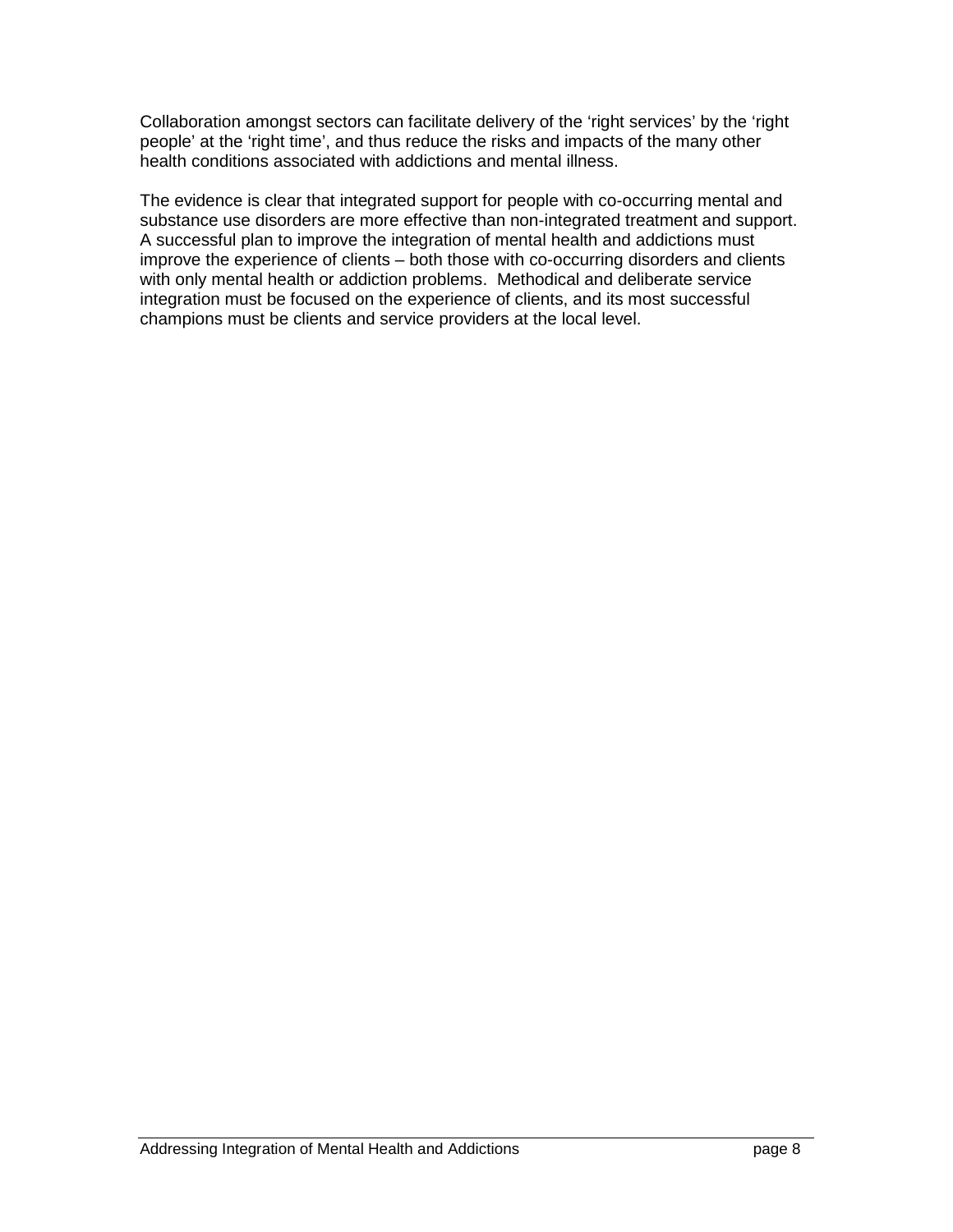Collaboration amongst sectors can facilitate delivery of the 'right services' by the 'right people' at the 'right time', and thus reduce the risks and impacts of the many other health conditions associated with addictions and mental illness.

The evidence is clear that integrated support for people with co-occurring mental and substance use disorders are more effective than non-integrated treatment and support. A successful plan to improve the integration of mental health and addictions must improve the experience of clients – both those with co-occurring disorders and clients with only mental health or addiction problems. Methodical and deliberate service integration must be focused on the experience of clients, and its most successful champions must be clients and service providers at the local level.